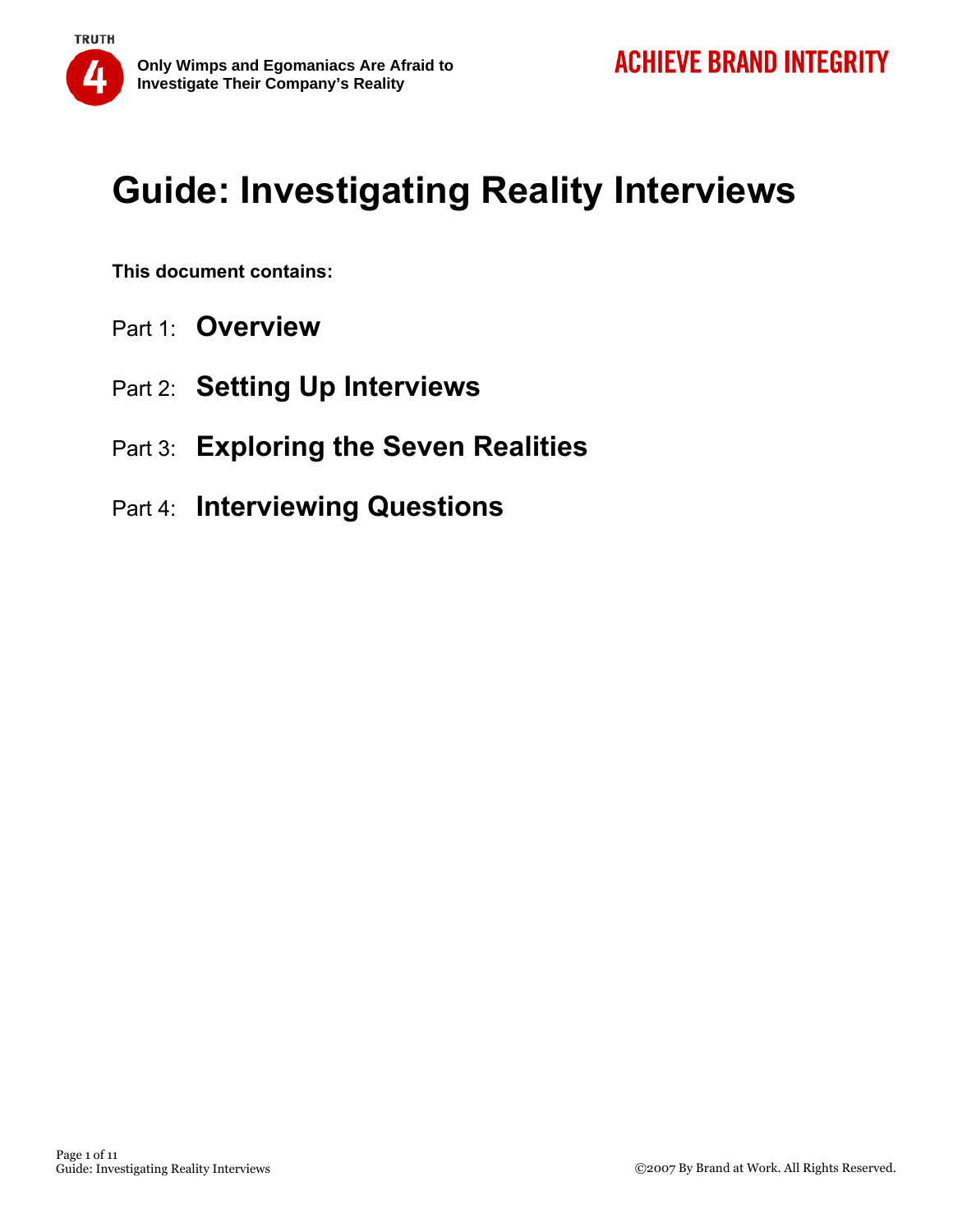# Guide: Investigating Reality Interviews

**This document contains:**

Part 1: **Overview**

Part 2: **Setting Up Interviews**

Part 3: **Exploring the Seven Realities**

Part 4: **Interviewing Questions**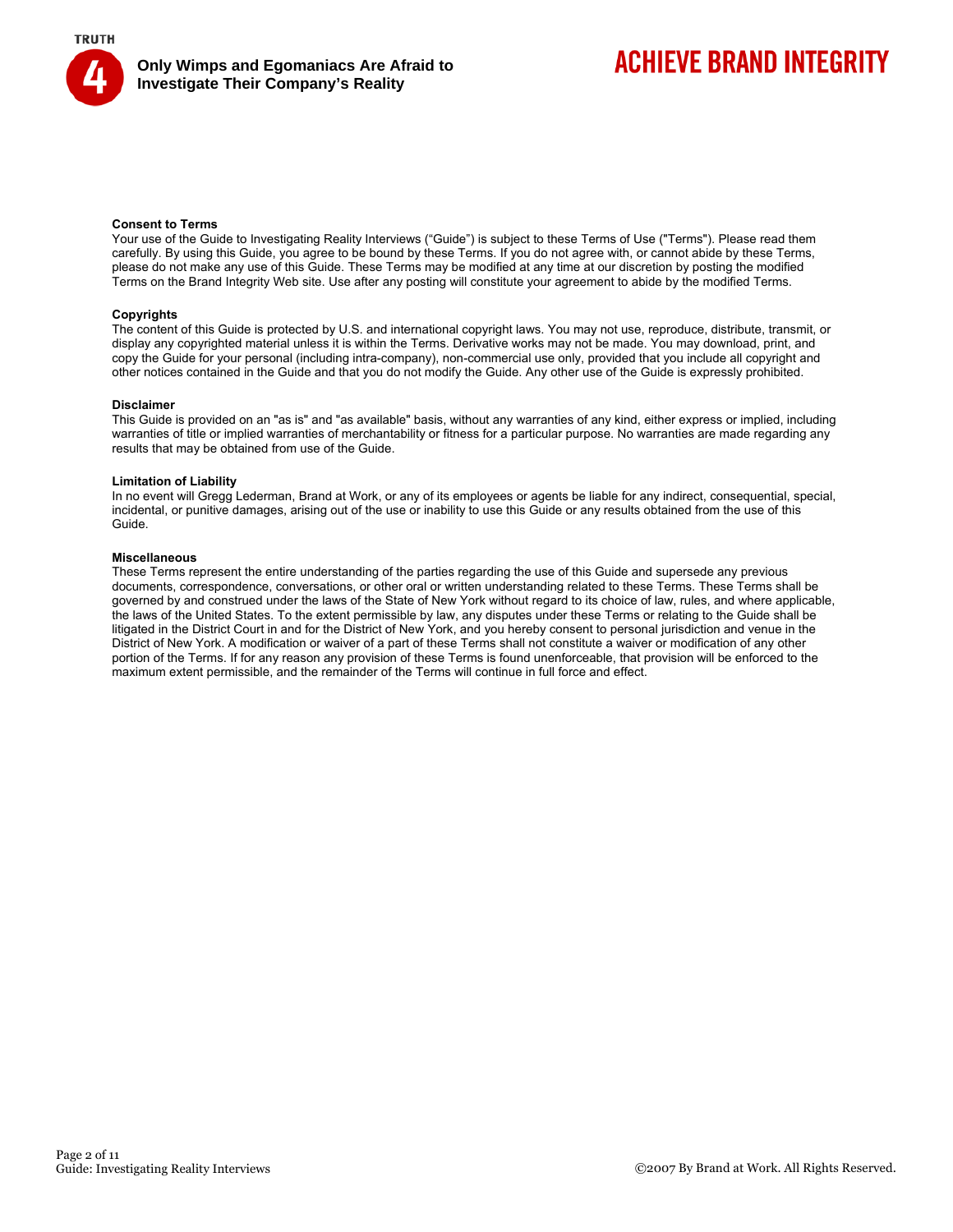## Consent to Terms

Your use of the Guide to Investigating Reality Interviews ("Guide") is subject to these Terms of Use ("Terms"). Please read them carefully. By using this Guide, you agree to be bound by these Terms. If you do not agree with, or cannot abide by these Terms, please do not make any use of this Guide. These Terms may be modified at any time at our discretion by posting the modified Terms on the Brand Integrity Web site. Use after any posting will constitute your agreement to abide by the modified Terms.

## Copyrights

The content of this Guide is protected by U.S. and international copyright laws. You may not use, reproduce, distribute, transmit, or display any copyrighted material unless it is within the Terms. Derivative works may not be made. You may download, print, and copy the Guide for your personal (including intra-company), non-commercial use only, provided that you include all copyright and other notices contained in the Guide and that you do not modify the Guide. Any other use of the Guide is expressly prohibited.

## Disclaimer

This Guide is provided on an "as is" and "as available" basis, without any warranties of any kind, either express or implied, including warranties of title or implied warranties of merchantability or fitness for a particular purpose. No warranties are made regarding any results that may be obtained from use of the Guide.

## Limitation of Liability

In no event will Gregg Lederman, Brand at Work, or any of its employees or agents be liable for any indirect, consequential, special, incidental, or punitive damages, arising out of the use or inability to use this Guide or any results obtained from the use of this Guide.

## Miscellaneous

These Terms represent the entire understanding of the parties regarding the use of this Guide and supersede any previous documents, correspondence, conversations, or other oral or written understanding related to these Terms. These Terms shall be governed by and construed under the laws of the State of New York without regard to its choice of law, rules, and where applicable, the laws of the United States. To the extent permissible by law, any disputes under these Terms or relating to the Guide shall be litigated in the District Court in and for the District of New York, and you hereby consent to personal jurisdiction and venue in the District of New York. A modification or waiver of a part of these Terms shall not constitute a waiver or modification of any other portion of the Terms. If for any reason any provision of these Terms is found unenforceable, that provision will be enforced to the maximum extent permissible, and the remainder of the Terms will continue in full force and effect.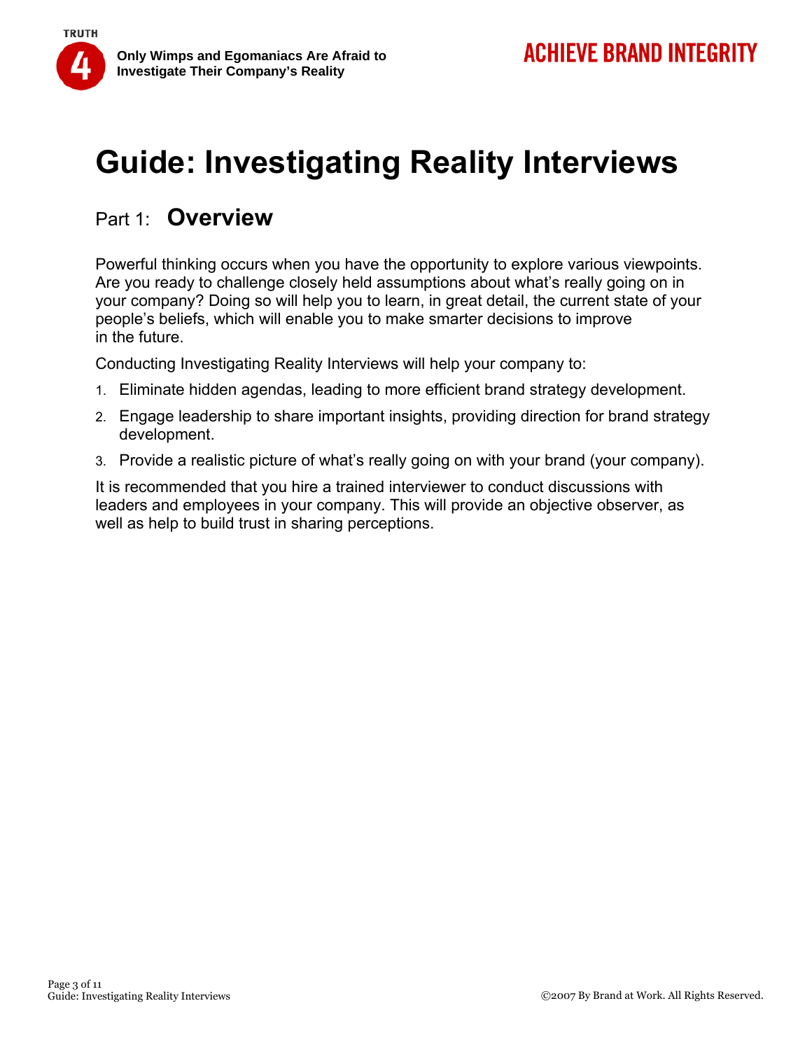# Guide: Investigating Reality Interviews

## Part 1: **Overview**

Powerful thinking occurs when you have the opportunity to explore various viewpoints. Are you ready to challenge closely held assumptions about what's really going on in your company? Doing so will help you to learn, in great detail, the current state of your people's beliefs, which will enable you to make smarter decisions to improve in the future.

Conducting Investigating Reality Interviews will help your company to:

1. Eliminate hidden agendas, leading to more efficient brand strategy development.
2. Engage leadership to share important insights, providing direction for brand strategy development.
3. Provide a realistic picture of what's really going on with your brand (your company).

It is recommended that you hire a trained interviewer to conduct discussions with leaders and employees in your company. This will provide an objective observer, as well as help to build trust in sharing perceptions.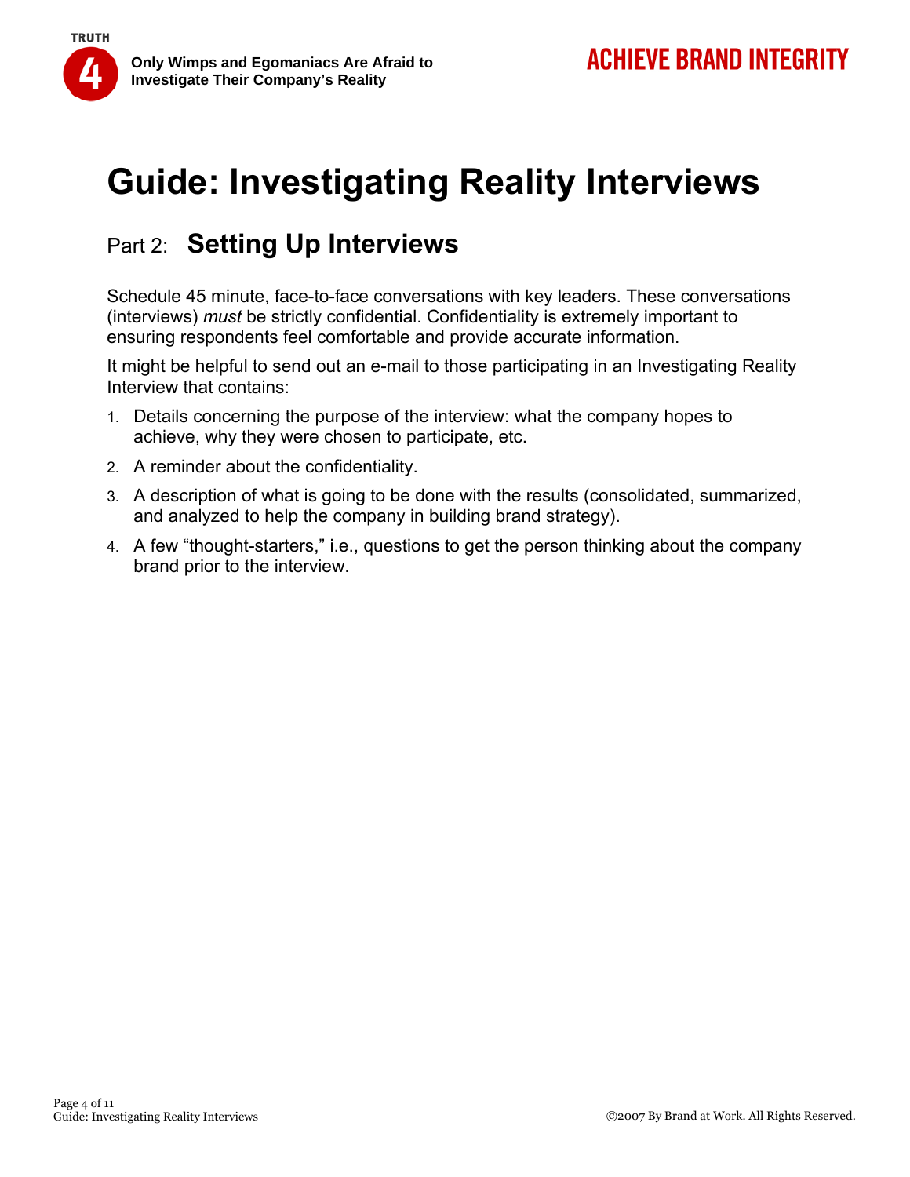# Guide: Investigating Reality Interviews

## Part 2: **Setting Up Interviews**

Schedule 45 minute, face-to-face conversations with key leaders. These conversations (interviews) *must* be strictly confidential. Confidentiality is extremely important to ensuring respondents feel comfortable and provide accurate information.

It might be helpful to send out an e-mail to those participating in an Investigating Reality Interview that contains:

1. Details concerning the purpose of the interview: what the company hopes to achieve, why they were chosen to participate, etc.
2. A reminder about the confidentiality.
3. A description of what is going to be done with the results (consolidated, summarized, and analyzed to help the company in building brand strategy).
4. A few "thought-starters," i.e., questions to get the person thinking about the company brand prior to the interview.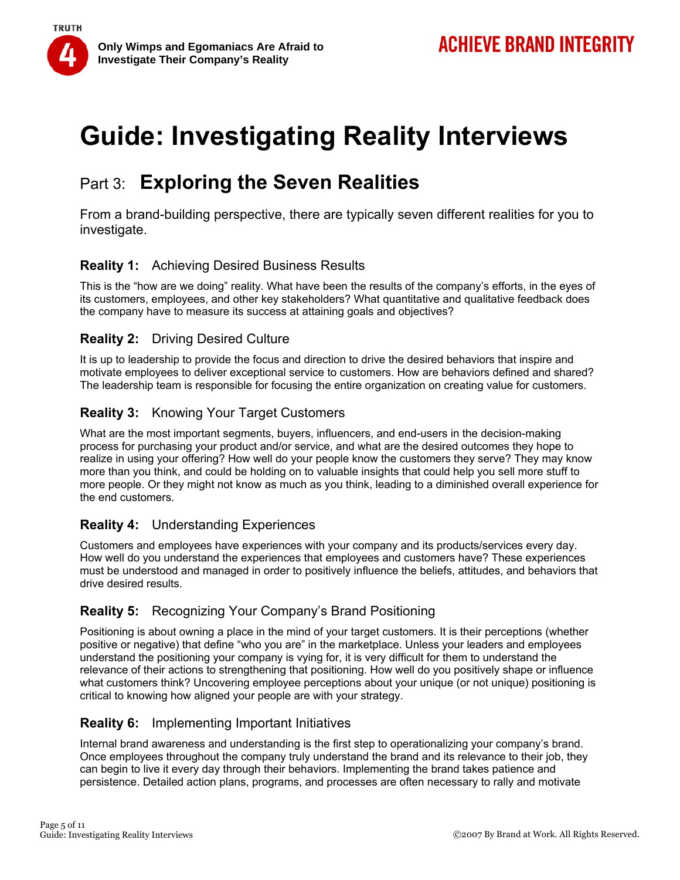# Guide: Investigating Reality Interviews

## Part 3: Exploring the Seven Realities

From a brand-building perspective, there are typically seven different realities for you to investigate.

### Reality 1: Achieving Desired Business Results

This is the "how are we doing" reality. What have been the results of the company's efforts, in the eyes of its customers, employees, and other key stakeholders? What quantitative and qualitative feedback does the company have to measure its success at attaining goals and objectives?

### Reality 2: Driving Desired Culture

It is up to leadership to provide the focus and direction to drive the desired behaviors that inspire and motivate employees to deliver exceptional service to customers. How are behaviors defined and shared? The leadership team is responsible for focusing the entire organization on creating value for customers.

### Reality 3: Knowing Your Target Customers

What are the most important segments, buyers, influencers, and end-users in the decision-making process for purchasing your product and/or service, and what are the desired outcomes they hope to realize in using your offering? How well do your people know the customers they serve? They may know more than you think, and could be holding on to valuable insights that could help you sell more stuff to more people. Or they might not know as much as you think, leading to a diminished overall experience for the end customers.

### Reality 4: Understanding Experiences

Customers and employees have experiences with your company and its products/services every day. How well do you understand the experiences that employees and customers have? These experiences must be understood and managed in order to positively influence the beliefs, attitudes, and behaviors that drive desired results.

### Reality 5: Recognizing Your Company's Brand Positioning

Positioning is about owning a place in the mind of your target customers. It is their perceptions (whether positive or negative) that define "who you are" in the marketplace. Unless your leaders and employees understand the positioning your company is vying for, it is very difficult for them to understand the relevance of their actions to strengthening that positioning. How well do you positively shape or influence what customers think? Uncovering employee perceptions about your unique (or not unique) positioning is critical to knowing how aligned your people are with your strategy.

### Reality 6: Implementing Important Initiatives

Internal brand awareness and understanding is the first step to operationalizing your company's brand. Once employees throughout the company truly understand the brand and its relevance to their job, they can begin to live it every day through their behaviors. Implementing the brand takes patience and persistence. Detailed action plans, programs, and processes are often necessary to rally and motivate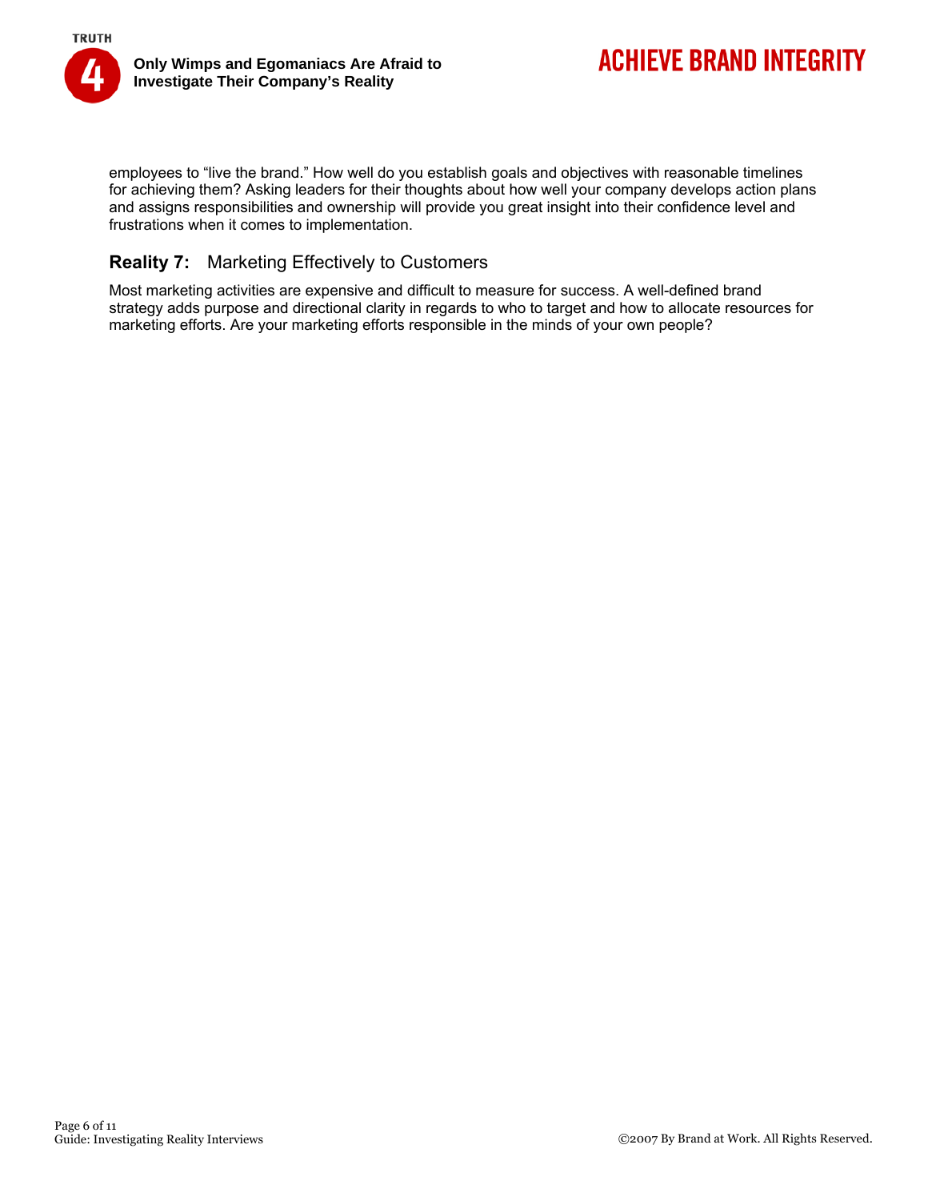employees to “live the brand.” How well do you establish goals and objectives with reasonable timelines for achieving them? Asking leaders for their thoughts about how well your company develops action plans and assigns responsibilities and ownership will provide you great insight into their confidence level and frustrations when it comes to implementation.

### **Reality 7:** Marketing Effectively to Customers

Most marketing activities are expensive and difficult to measure for success. A well-defined brand strategy adds purpose and directional clarity in regards to who to target and how to allocate resources for marketing efforts. Are your marketing efforts responsible in the minds of your own people?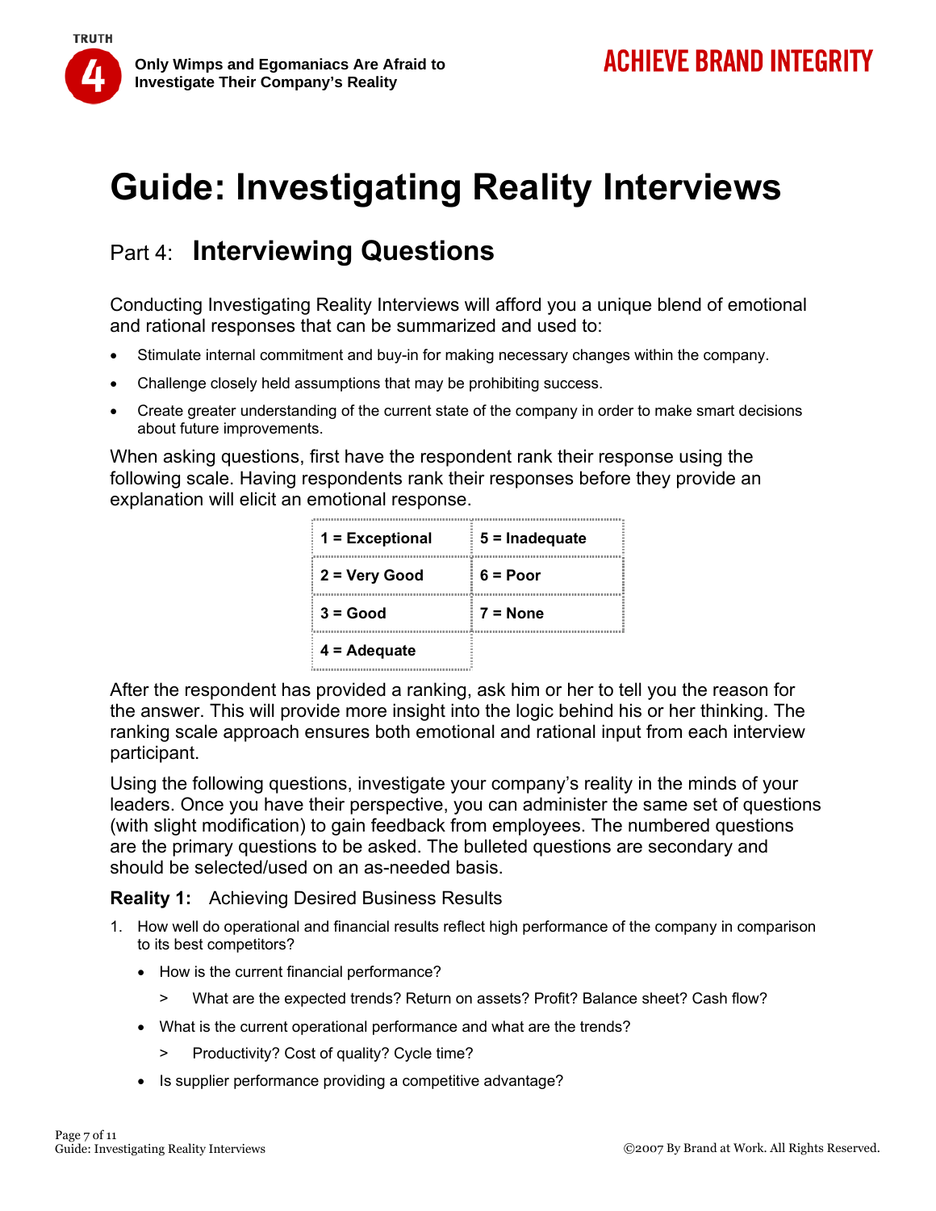# Guide: Investigating Reality Interviews

## Part 4: Interviewing Questions

Conducting Investigating Reality Interviews will afford you a unique blend of emotional and rational responses that can be summarized and used to:

- Stimulate internal commitment and buy-in for making necessary changes within the company.
- Challenge closely held assumptions that may be prohibiting success.
- Create greater understanding of the current state of the company in order to make smart decisions about future improvements.

When asking questions, first have the respondent rank their response using the following scale. Having respondents rank their responses before they provide an explanation will elicit an emotional response.

| | |
|---|---|
| **1 = Exceptional** | **5 = Inadequate** |
| **2 = Very Good** | **6 = Poor** |
| **3 = Good** | **7 = None** |
| **4 = Adequate** | |

After the respondent has provided a ranking, ask him or her to tell you the reason for the answer. This will provide more insight into the logic behind his or her thinking. The ranking scale approach ensures both emotional and rational input from each interview participant.

Using the following questions, investigate your company's reality in the minds of your leaders. Once you have their perspective, you can administer the same set of questions (with slight modification) to gain feedback from employees. The numbered questions are the primary questions to be asked. The bulleted questions are secondary and should be selected/used on an as-needed basis.

### Reality 1: Achieving Desired Business Results

1. How well do operational and financial results reflect high performance of the company in comparison to its best competitors?
   - How is the current financial performance?
     - > What are the expected trends? Return on assets? Profit? Balance sheet? Cash flow?
   - What is the current operational performance and what are the trends?
     - > Productivity? Cost of quality? Cycle time?
   - Is supplier performance providing a competitive advantage?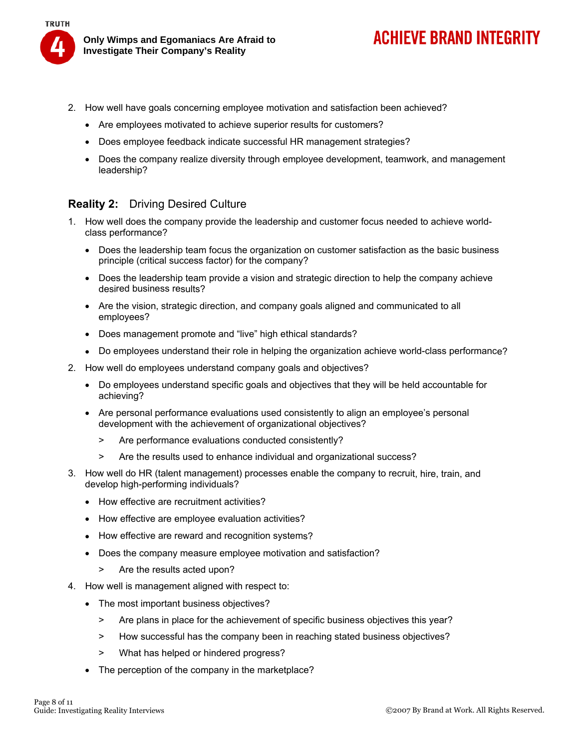2. How well have goals concerning employee motivation and satisfaction been achieved?
   - Are employees motivated to achieve superior results for customers?
   - Does employee feedback indicate successful HR management strategies?
   - Does the company realize diversity through employee development, teamwork, and management leadership?

## Reality 2: Driving Desired Culture

1. How well does the company provide the leadership and customer focus needed to achieve world-class performance?
   - Does the leadership team focus the organization on customer satisfaction as the basic business principle (critical success factor) for the company?
   - Does the leadership team provide a vision and strategic direction to help the company achieve desired business results?
   - Are the vision, strategic direction, and company goals aligned and communicated to all employees?
   - Does management promote and "live" high ethical standards?
   - Do employees understand their role in helping the organization achieve world-class performance?
2. How well do employees understand company goals and objectives?
   - Do employees understand specific goals and objectives that they will be held accountable for achieving?
   - Are personal performance evaluations used consistently to align an employee's personal development with the achievement of organizational objectives?
     > Are performance evaluations conducted consistently?

     > Are the results used to enhance individual and organizational success?
3. How well do HR (talent management) processes enable the company to recruit, hire, train, and develop high-performing individuals?
   - How effective are recruitment activities?
   - How effective are employee evaluation activities?
   - How effective are reward and recognition systems?
   - Does the company measure employee motivation and satisfaction?
     > Are the results acted upon?
4. How well is management aligned with respect to:
   - The most important business objectives?
     > Are plans in place for the achievement of specific business objectives this year?

     > How successful has the company been in reaching stated business objectives?

     > What has helped or hindered progress?
   - The perception of the company in the marketplace?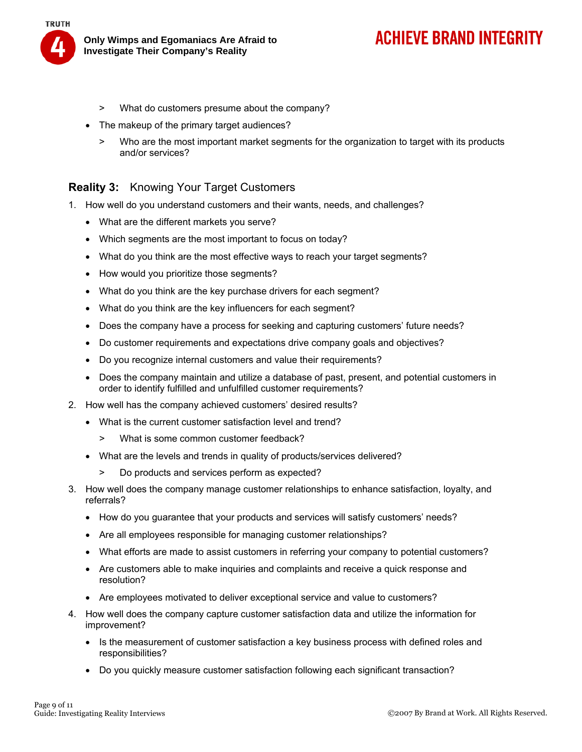- What do customers presume about the company?

- The makeup of the primary target audiences?
  - Who are the most important market segments for the organization to target with its products and/or services?

## Reality 3: Knowing Your Target Customers

1. How well do you understand customers and their wants, needs, and challenges?
   - What are the different markets you serve?
   - Which segments are the most important to focus on today?
   - What do you think are the most effective ways to reach your target segments?
   - How would you prioritize those segments?
   - What do you think are the key purchase drivers for each segment?
   - What do you think are the key influencers for each segment?
   - Does the company have a process for seeking and capturing customers' future needs?
   - Do customer requirements and expectations drive company goals and objectives?
   - Do you recognize internal customers and value their requirements?
   - Does the company maintain and utilize a database of past, present, and potential customers in order to identify fulfilled and unfulfilled customer requirements?
2. How well has the company achieved customers' desired results?
   - What is the current customer satisfaction level and trend?
     - What is some common customer feedback?
   - What are the levels and trends in quality of products/services delivered?
     - Do products and services perform as expected?
3. How well does the company manage customer relationships to enhance satisfaction, loyalty, and referrals?
   - How do you guarantee that your products and services will satisfy customers' needs?
   - Are all employees responsible for managing customer relationships?
   - What efforts are made to assist customers in referring your company to potential customers?
   - Are customers able to make inquiries and complaints and receive a quick response and resolution?
   - Are employees motivated to deliver exceptional service and value to customers?
4. How well does the company capture customer satisfaction data and utilize the information for improvement?
   - Is the measurement of customer satisfaction a key business process with defined roles and responsibilities?
   - Do you quickly measure customer satisfaction following each significant transaction?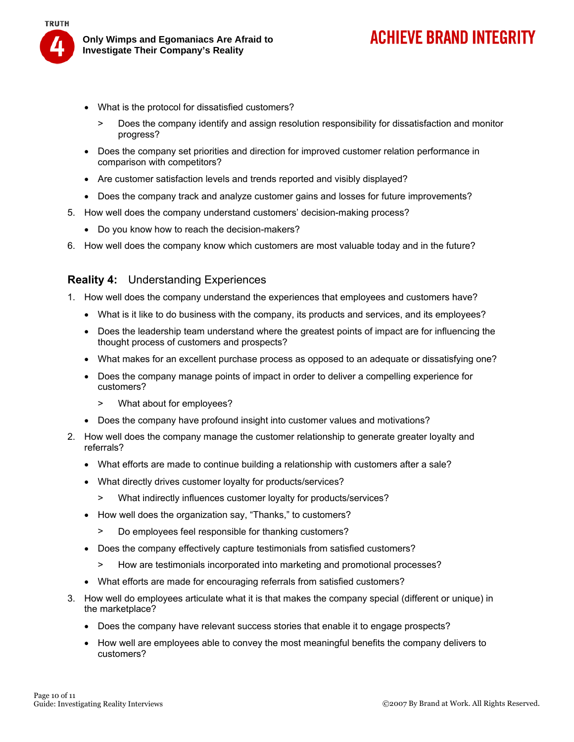- What is the protocol for dissatisfied customers?
    - Does the company identify and assign resolution responsibility for dissatisfaction and monitor progress?
- Does the company set priorities and direction for improved customer relation performance in comparison with competitors?
- Are customer satisfaction levels and trends reported and visibly displayed?
- Does the company track and analyze customer gains and losses for future improvements?

5. How well does the company understand customers' decision-making process?
    - Do you know how to reach the decision-makers?
6. How well does the company know which customers are most valuable today and in the future?

### Reality 4: Understanding Experiences

1. How well does the company understand the experiences that employees and customers have?
    - What is it like to do business with the company, its products and services, and its employees?
    - Does the leadership team understand where the greatest points of impact are for influencing the thought process of customers and prospects?
    - What makes for an excellent purchase process as opposed to an adequate or dissatisfying one?
    - Does the company manage points of impact in order to deliver a compelling experience for customers?
        - What about for employees?
    - Does the company have profound insight into customer values and motivations?
2. How well does the company manage the customer relationship to generate greater loyalty and referrals?
    - What efforts are made to continue building a relationship with customers after a sale?
    - What directly drives customer loyalty for products/services?
        - What indirectly influences customer loyalty for products/services?
    - How well does the organization say, "Thanks," to customers?
        - Do employees feel responsible for thanking customers?
    - Does the company effectively capture testimonials from satisfied customers?
        - How are testimonials incorporated into marketing and promotional processes?
    - What efforts are made for encouraging referrals from satisfied customers?
3. How well do employees articulate what it is that makes the company special (different or unique) in the marketplace?
    - Does the company have relevant success stories that enable it to engage prospects?
    - How well are employees able to convey the most meaningful benefits the company delivers to customers?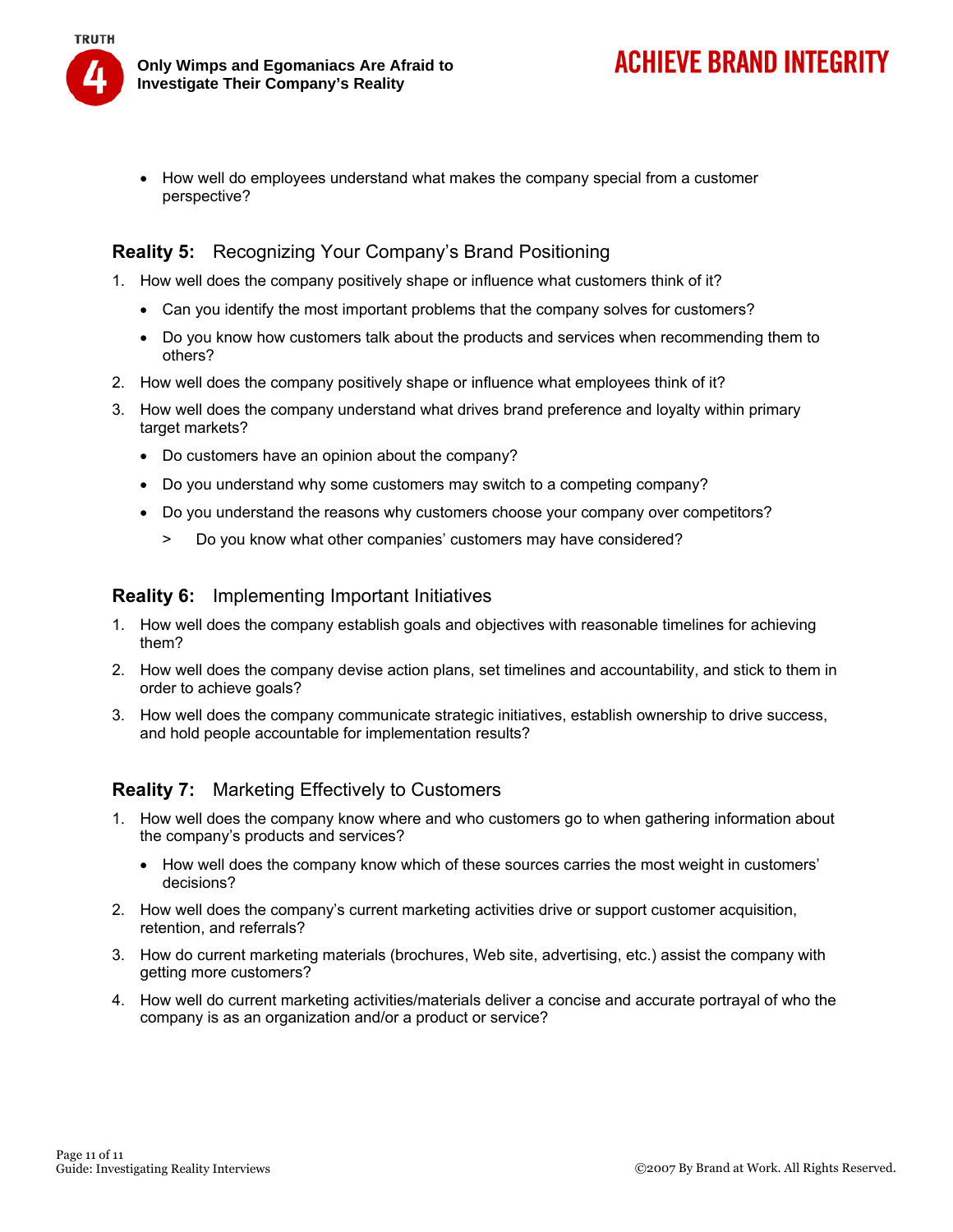- How well do employees understand what makes the company special from a customer perspective?

## Reality 5: Recognizing Your Company's Brand Positioning

1. How well does the company positively shape or influence what customers think of it?
   - Can you identify the most important problems that the company solves for customers?
   - Do you know how customers talk about the products and services when recommending them to others?
2. How well does the company positively shape or influence what employees think of it?
3. How well does the company understand what drives brand preference and loyalty within primary target markets?
   - Do customers have an opinion about the company?
   - Do you understand why some customers may switch to a competing company?
   - Do you understand the reasons why customers choose your company over competitors?
     > Do you know what other companies' customers may have considered?

## Reality 6: Implementing Important Initiatives

1. How well does the company establish goals and objectives with reasonable timelines for achieving them?
2. How well does the company devise action plans, set timelines and accountability, and stick to them in order to achieve goals?
3. How well does the company communicate strategic initiatives, establish ownership to drive success, and hold people accountable for implementation results?

## Reality 7: Marketing Effectively to Customers

1. How well does the company know where and who customers go to when gathering information about the company's products and services?
   - How well does the company know which of these sources carries the most weight in customers' decisions?
2. How well does the company's current marketing activities drive or support customer acquisition, retention, and referrals?
3. How do current marketing materials (brochures, Web site, advertising, etc.) assist the company with getting more customers?
4. How well do current marketing activities/materials deliver a concise and accurate portrayal of who the company is as an organization and/or a product or service?